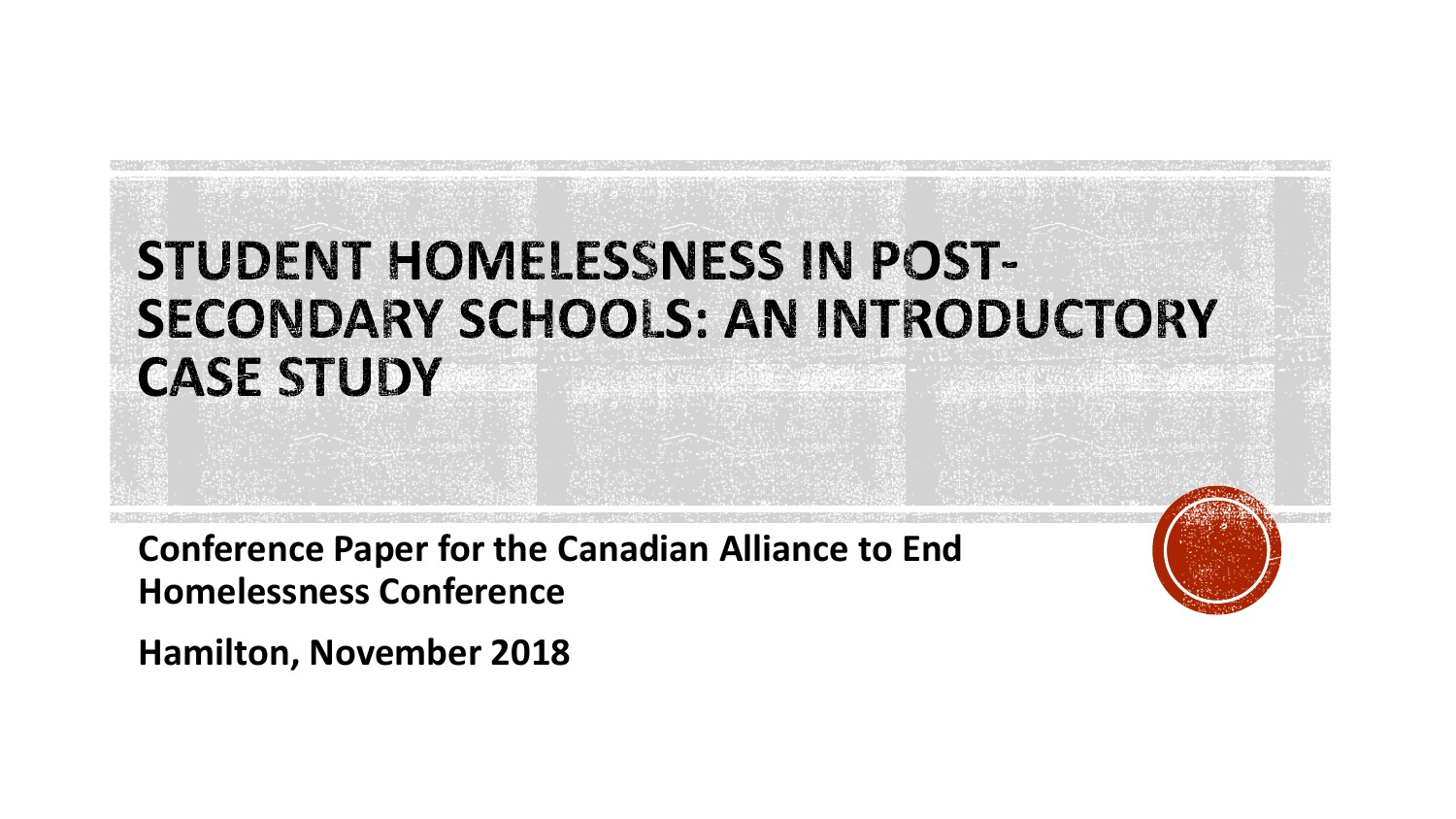# STUDENT HOMELESSNESS IN POST-SECONDARY SCHOOLS: AN INTRODUCTORY CASE STUDY

**Conference Paper for the Canadian Alliance to End Homelessness Conference**

**Hamilton, November 2018**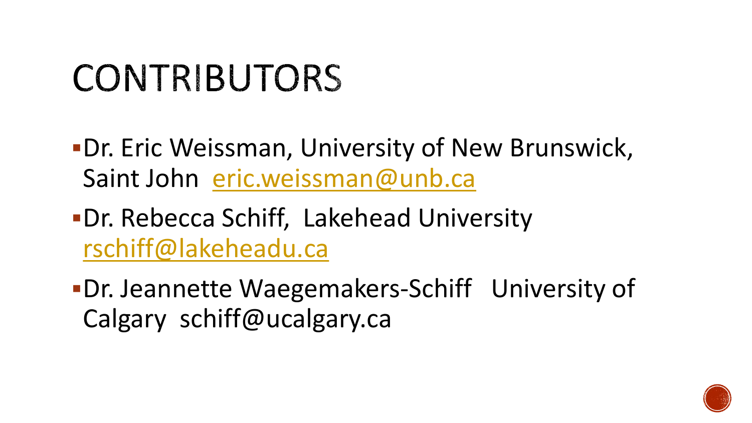# CONTRIBUTORS

- Dr. Eric Weissman, University of New Brunswick, Saint John eric.weissman@unb.ca
- Dr. Rebecca Schiff, Lakehead University rschiff@lakeheadu.ca
- Dr. Jeannette Waegemakers-Schiff University of Calgary schiff@ucalgary.ca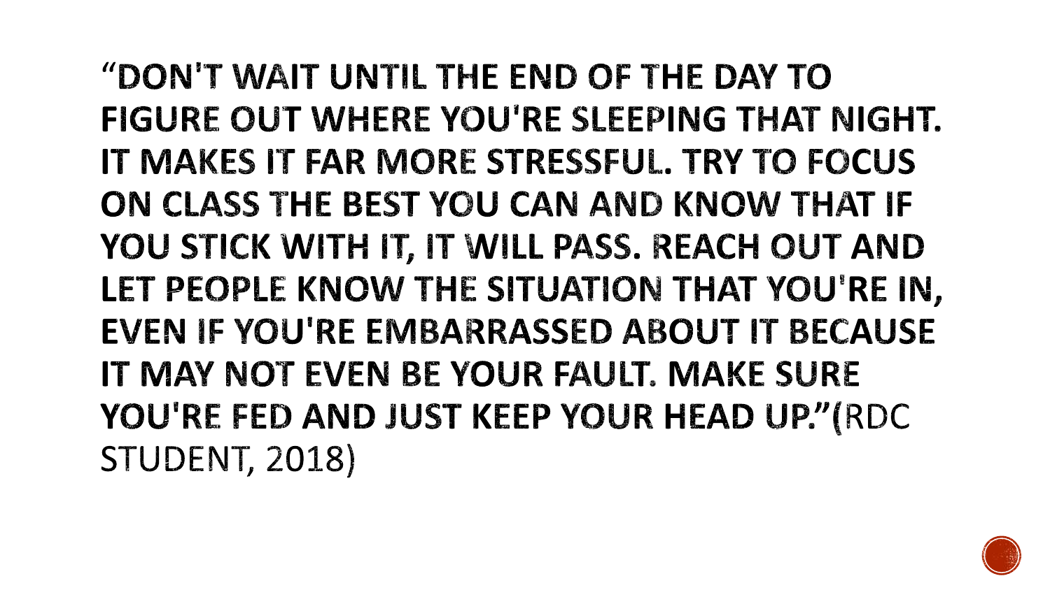**"DON'T WAIT UNTIL THE END OF THE DAY TO FIGURE OUT WHERE YOU'RE SLEEPING THAT NIGHT. IT MAKES IT FAR MORE STRESSFUL. TRY TO FOCUS ON CLASS THE BEST YOU CAN AND KNOW THAT IF YOU STICK WITH IT, IT WILL PASS. REACH OUT AND LET PEOPLE KNOW THE SITUATION THAT YOU'RE IN, EVEN IF YOU'RE EMBARRASSED ABOUT IT BECAUSE IT MAY NOT EVEN BE YOUR FAULT. MAKE SURE YOU'RE FED AND JUST KEEP YOUR HEAD UP."(**RDC STUDENT, 2018)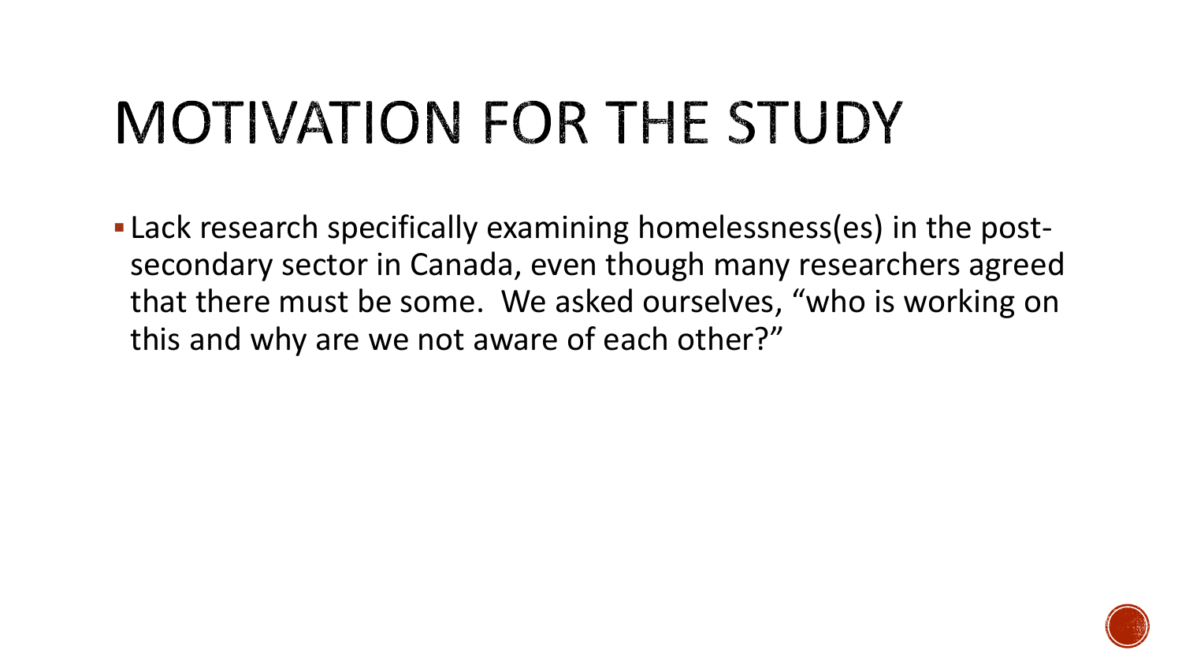# MOTIVATION FOR THE STUDY

- Lack research specifically examining homelessness(es) in the post-secondary sector in Canada, even though many researchers agreed that there must be some. We asked ourselves, "who is working on this and why are we not aware of each other?"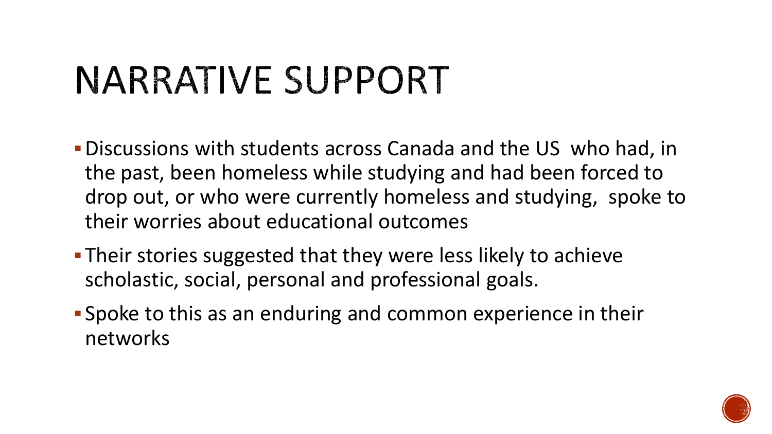# NARRATIVE SUPPORT

- Discussions with students across Canada and the US who had, in the past, been homeless while studying and had been forced to drop out, or who were currently homeless and studying, spoke to their worries about educational outcomes
- Their stories suggested that they were less likely to achieve scholastic, social, personal and professional goals.
- Spoke to this as an enduring and common experience in their networks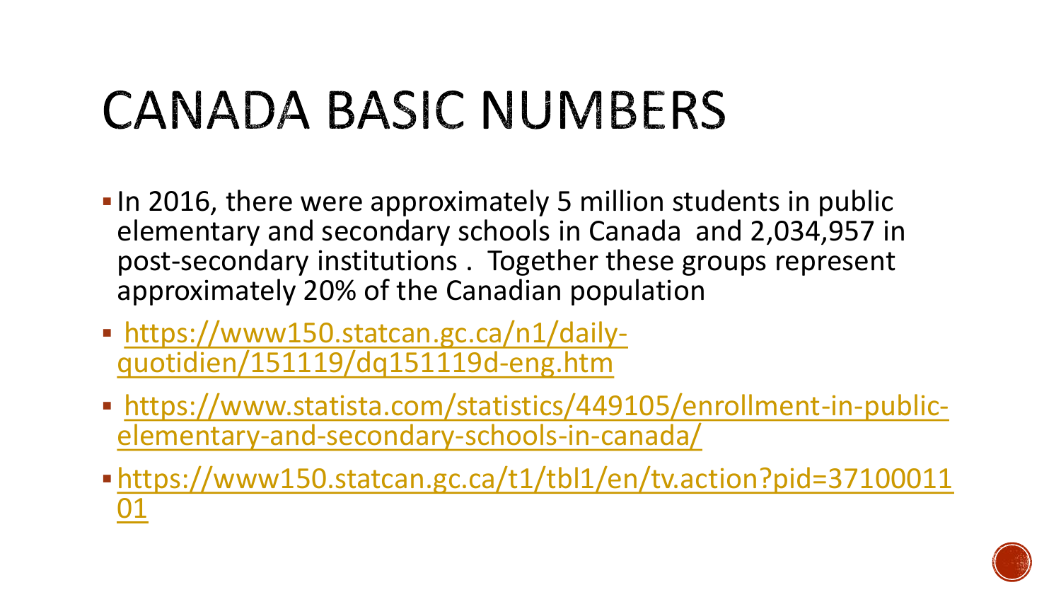# CANADA BASIC NUMBERS

- In 2016, there were approximately 5 million students in public elementary and secondary schools in Canada and 2,034,957 in post-secondary institutions . Together these groups represent approximately 20% of the Canadian population
- [https://www150.statcan.gc.ca/n1/daily-quotidien/151119/dq151119d-eng.htm](https://www150.statcan.gc.ca/n1/daily-quotidien/151119/dq151119d-eng.htm)
- [https://www.statista.com/statistics/449105/enrollment-in-public-elementary-and-secondary-schools-in-canada/](https://www.statista.com/statistics/449105/enrollment-in-public-elementary-and-secondary-schools-in-canada/)
- [https://www150.statcan.gc.ca/t1/tbl1/en/tv.action?pid=3710001101](https://www150.statcan.gc.ca/t1/tbl1/en/tv.action?pid=3710001101)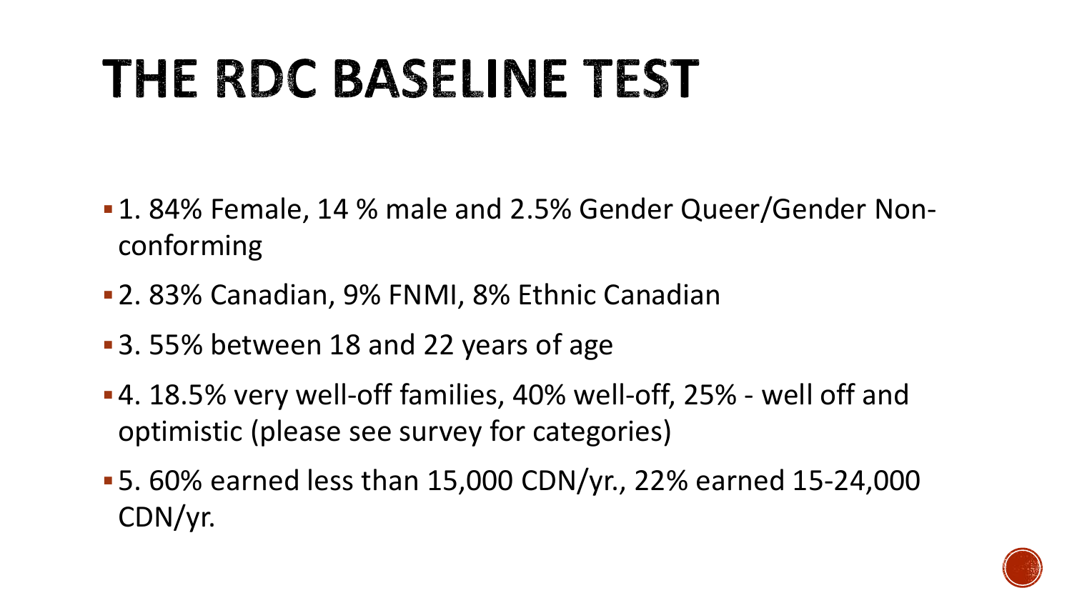# THE RDC BASELINE TEST

- 1. 84% Female, 14 % male and 2.5% Gender Queer/Gender Non-conforming
- 2. 83% Canadian, 9% FNMI, 8% Ethnic Canadian
- 3. 55% between 18 and 22 years of age
- 4. 18.5% very well-off families, 40% well-off, 25% - well off and optimistic (please see survey for categories)
- 5. 60% earned less than 15,000 CDN/yr., 22% earned 15-24,000 CDN/yr.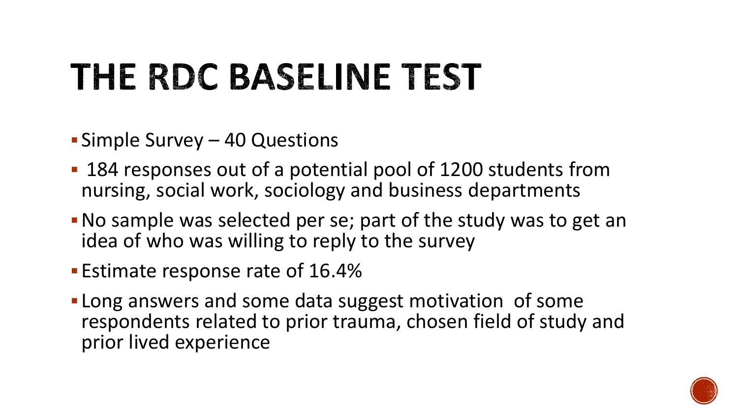# THE RDC BASELINE TEST

- Simple Survey – 40 Questions
- 184 responses out of a potential pool of 1200 students from nursing, social work, sociology and business departments
- No sample was selected per se; part of the study was to get an idea of who was willing to reply to the survey
- Estimate response rate of 16.4%
- Long answers and some data suggest motivation of some respondents related to prior trauma, chosen field of study and prior lived experience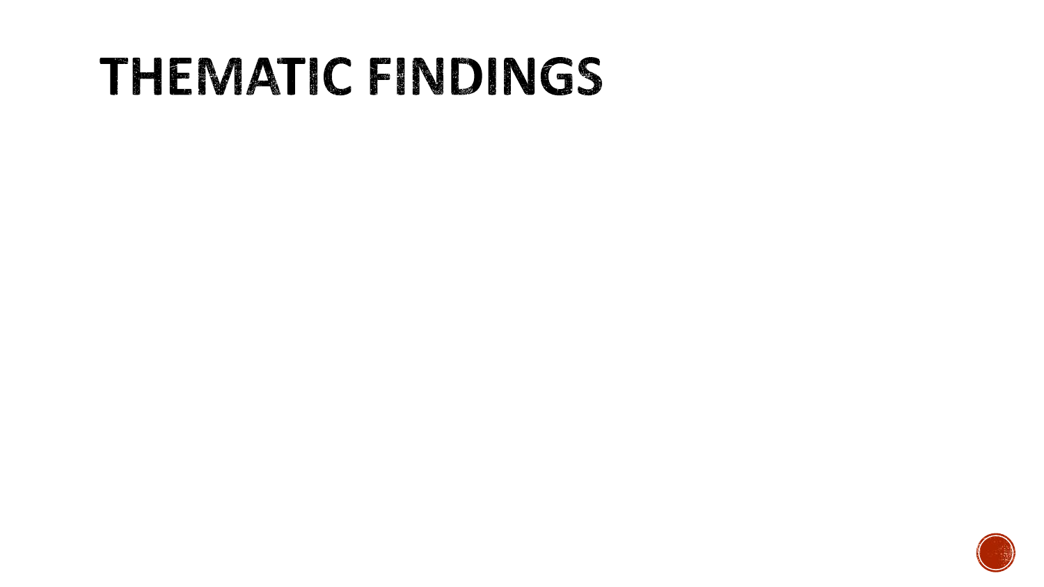# THEMATIC FINDINGS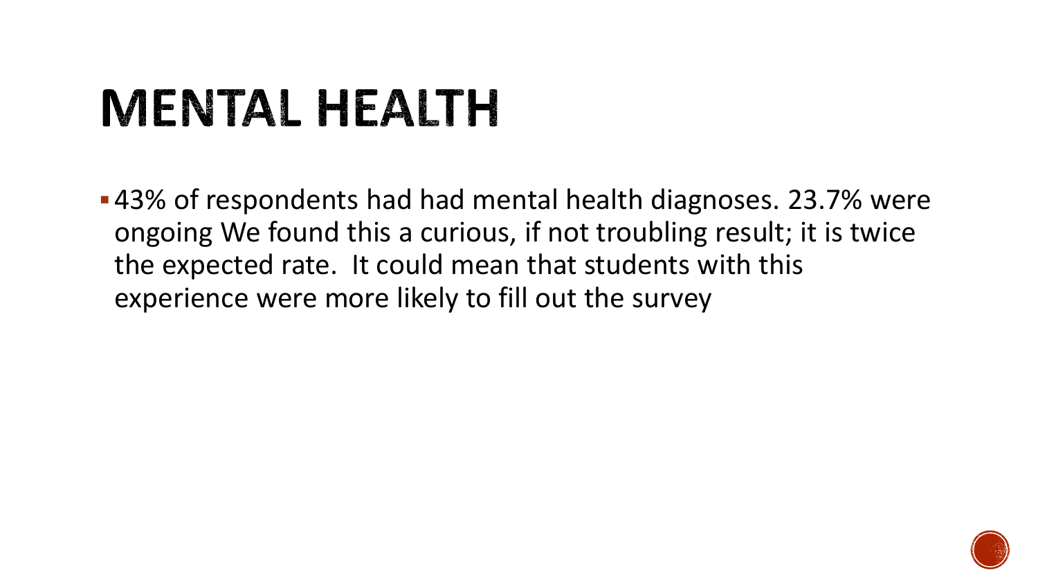# MENTAL HEALTH

- 43% of respondents had had mental health diagnoses. 23.7% were ongoing We found this a curious, if not troubling result; it is twice the expected rate. It could mean that students with this experience were more likely to fill out the survey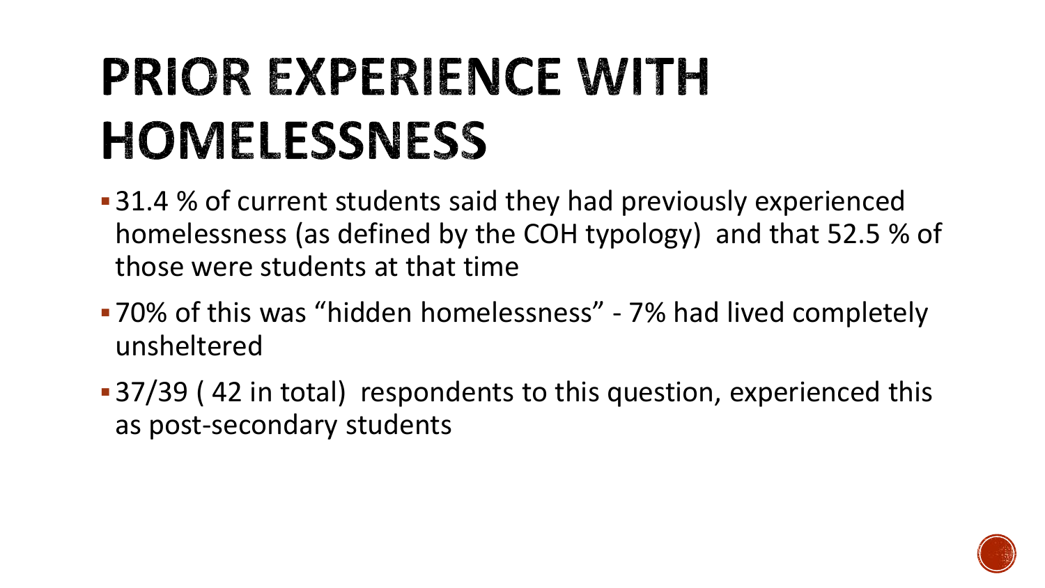# PRIOR EXPERIENCE WITH HOMELESSNESS

- 31.4 % of current students said they had previously experienced homelessness (as defined by the COH typology) and that 52.5 % of those were students at that time
- 70% of this was "hidden homelessness" - 7% had lived completely unsheltered
- 37/39 ( 42 in total) respondents to this question, experienced this as post-secondary students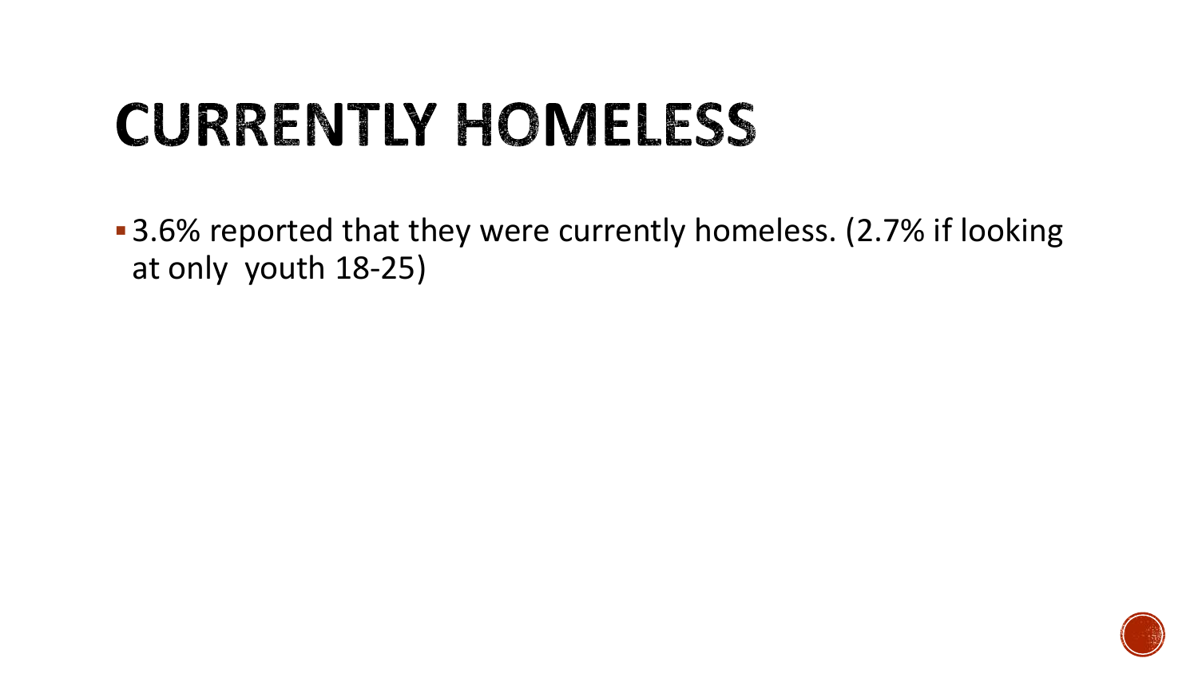# CURRENTLY HOMELESS

- 3.6% reported that they were currently homeless. (2.7% if looking at only youth 18-25)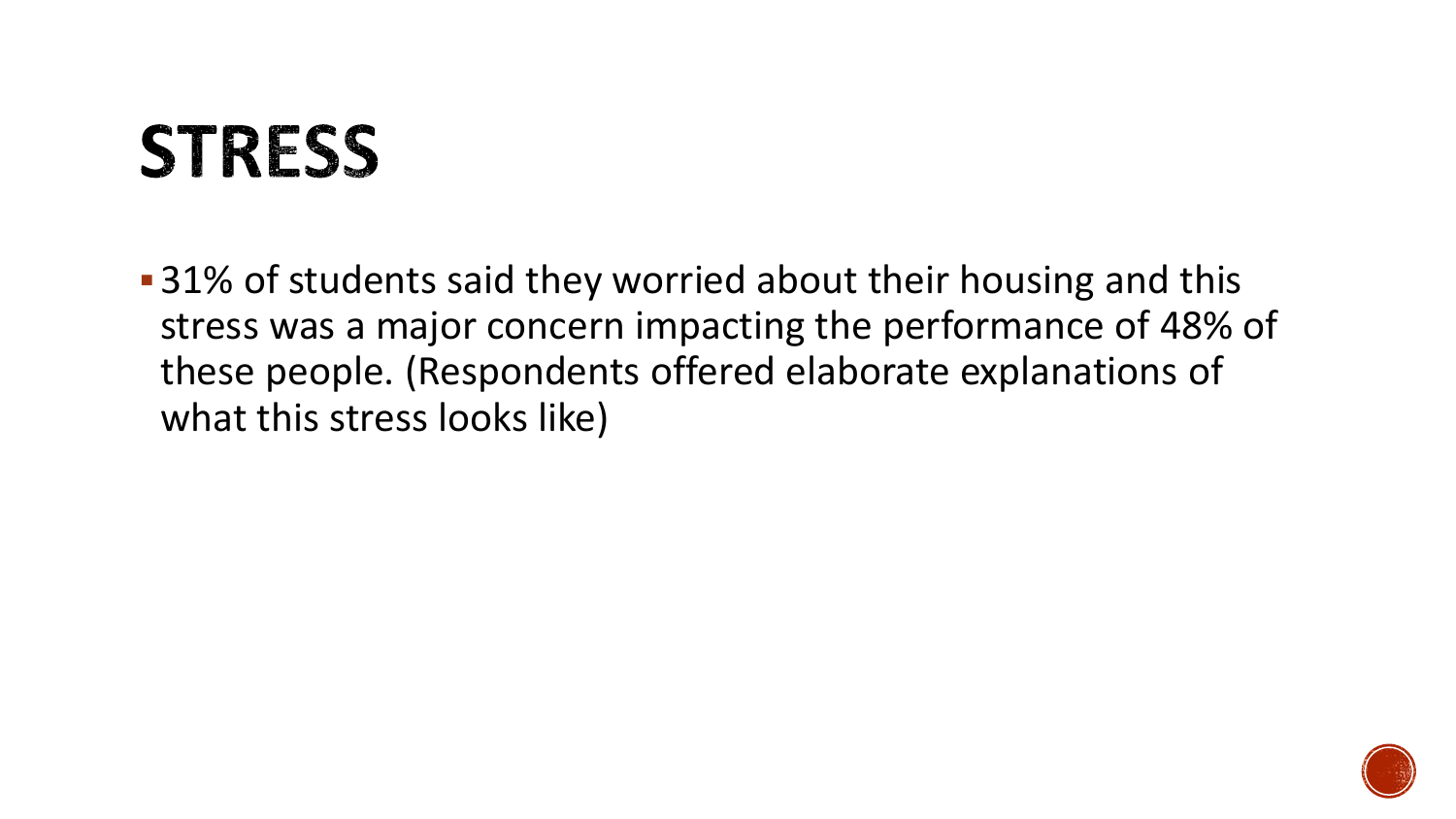# STRESS

- 31% of students said they worried about their housing and this stress was a major concern impacting the performance of 48% of these people. (Respondents offered elaborate explanations of what this stress looks like)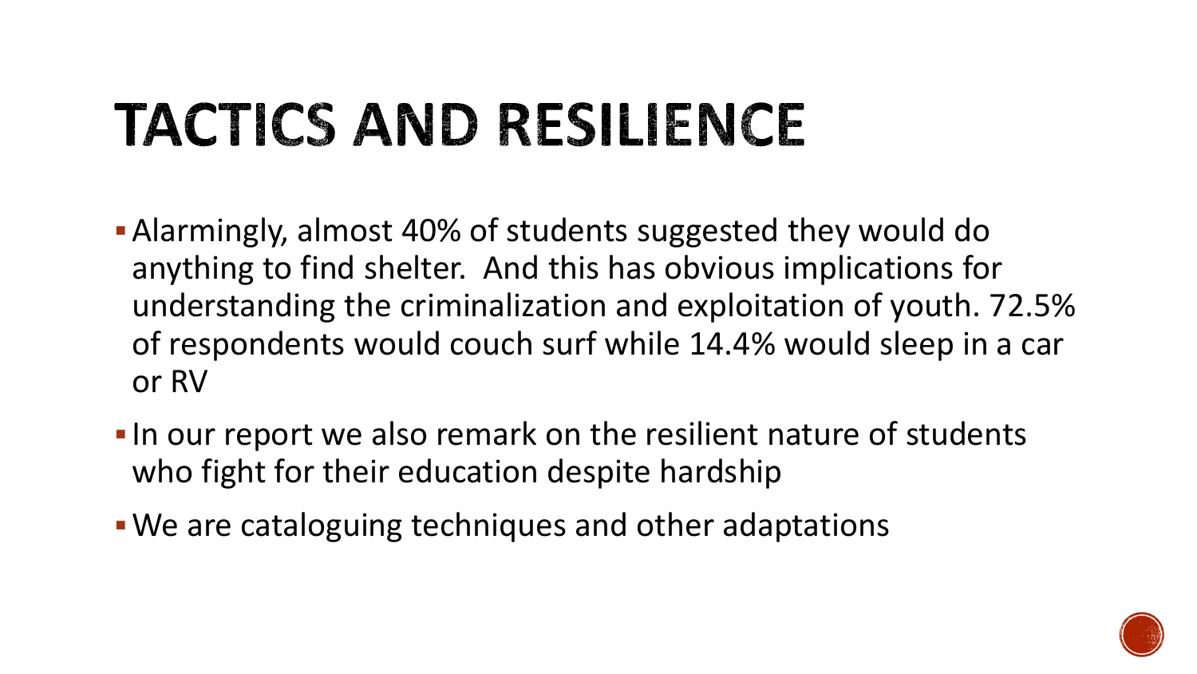# TACTICS AND RESILIENCE

- Alarmingly, almost 40% of students suggested they would do anything to find shelter. And this has obvious implications for understanding the criminalization and exploitation of youth. 72.5% of respondents would couch surf while 14.4% would sleep in a car or RV
- In our report we also remark on the resilient nature of students who fight for their education despite hardship
- We are cataloguing techniques and other adaptations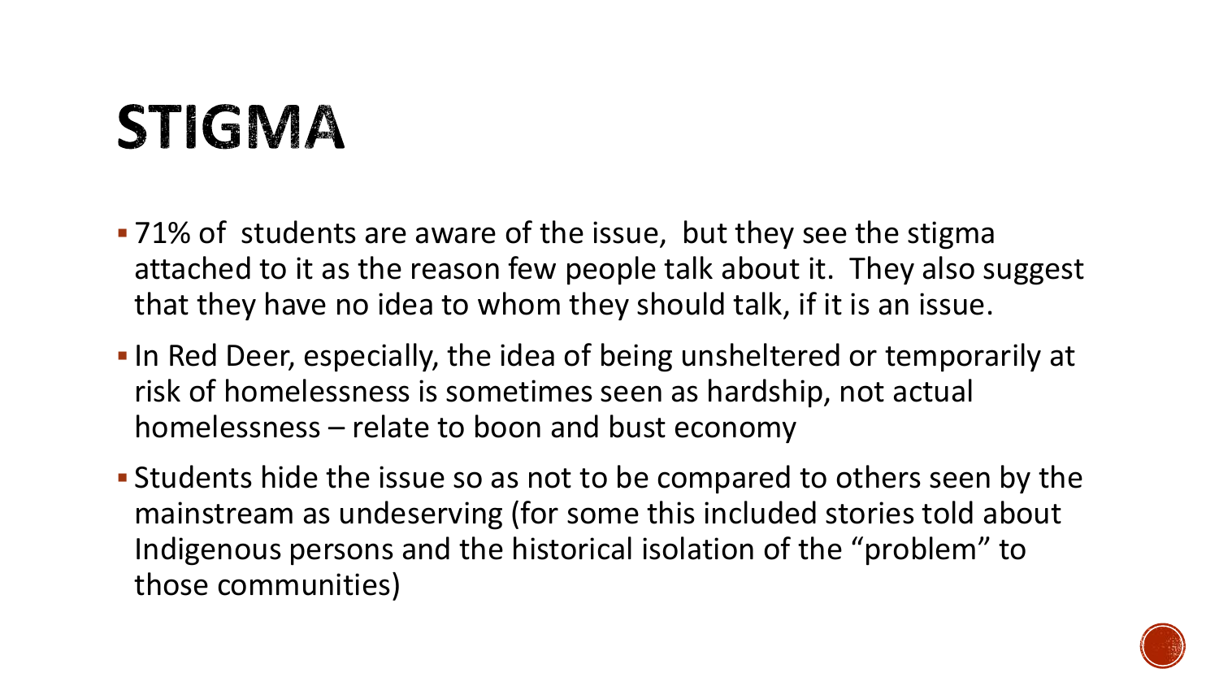# STIGMA

- 71% of students are aware of the issue, but they see the stigma attached to it as the reason few people talk about it. They also suggest that they have no idea to whom they should talk, if it is an issue.
- In Red Deer, especially, the idea of being unsheltered or temporarily at risk of homelessness is sometimes seen as hardship, not actual homelessness – relate to boon and bust economy
- Students hide the issue so as not to be compared to others seen by the mainstream as undeserving (for some this included stories told about Indigenous persons and the historical isolation of the "problem" to those communities)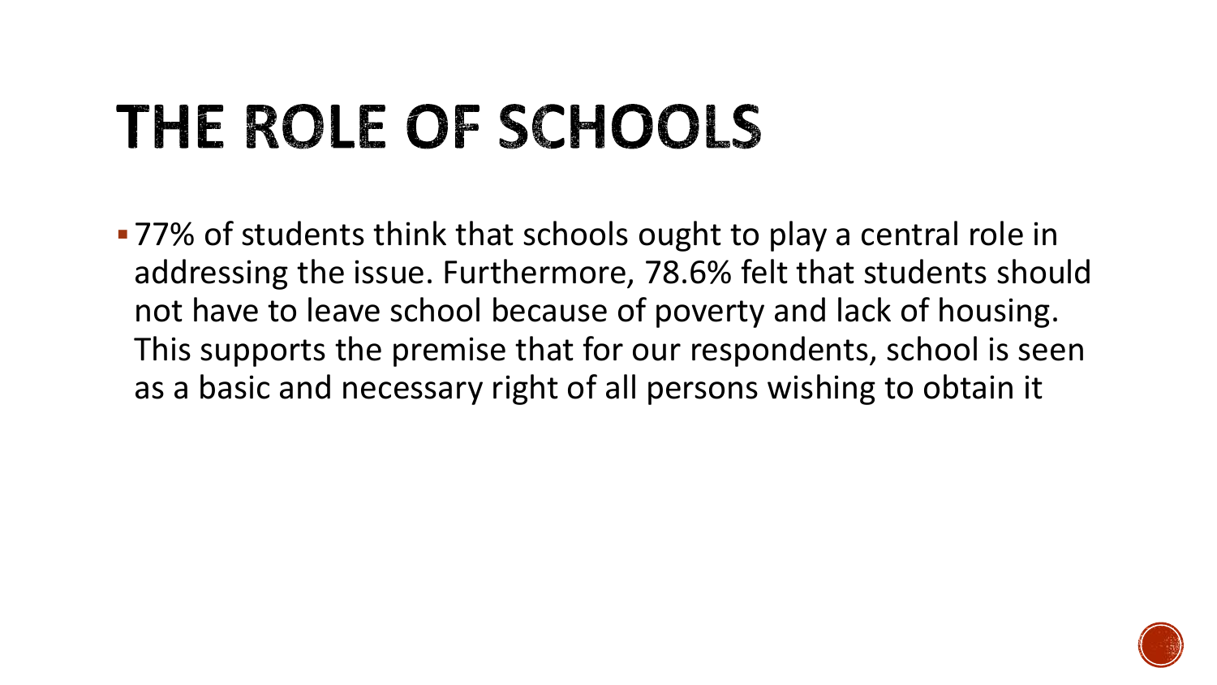# THE ROLE OF SCHOOLS

- 77% of students think that schools ought to play a central role in addressing the issue. Furthermore, 78.6% felt that students should not have to leave school because of poverty and lack of housing. This supports the premise that for our respondents, school is seen as a basic and necessary right of all persons wishing to obtain it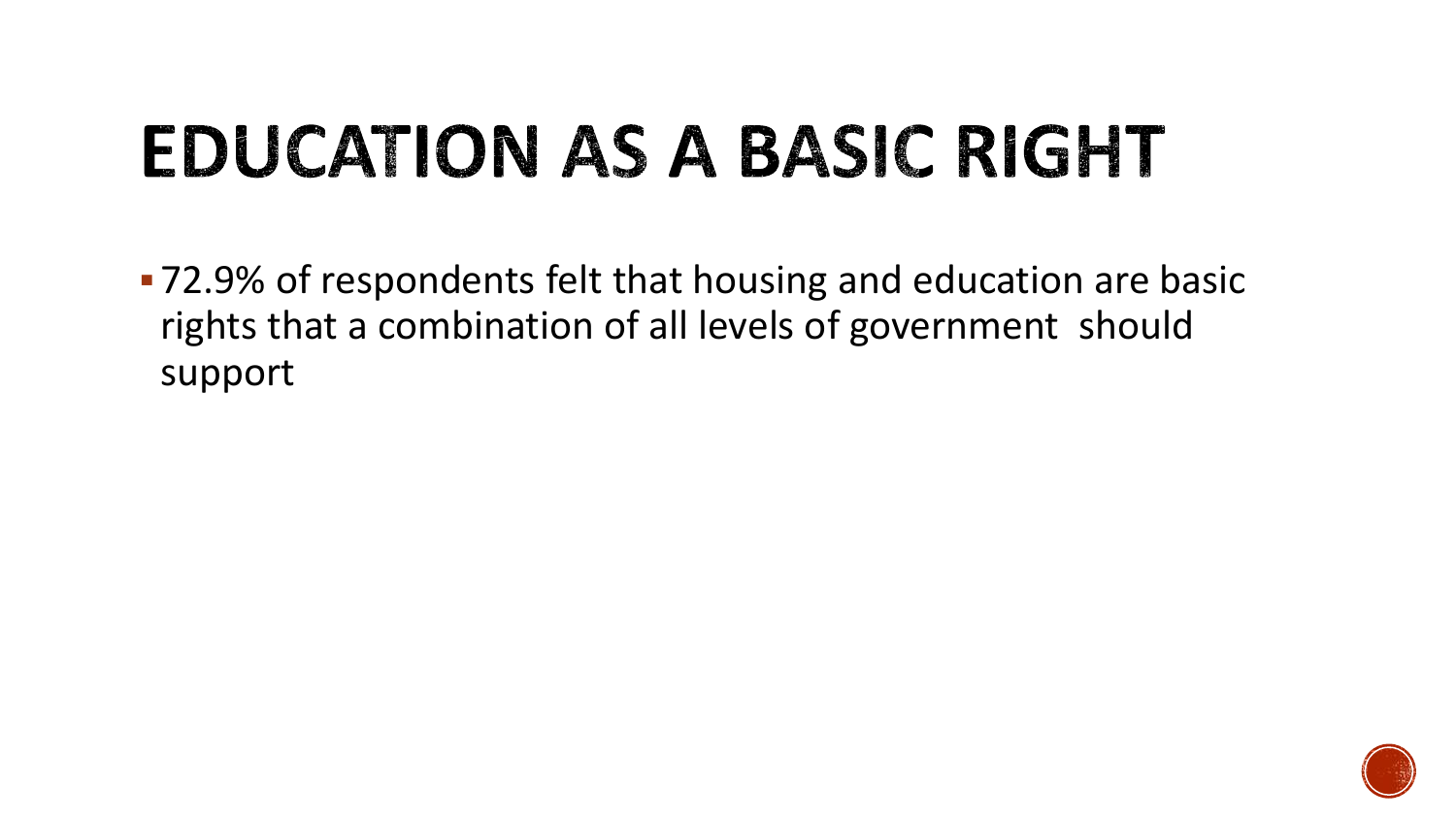# EDUCATION AS A BASIC RIGHT

- 72.9% of respondents felt that housing and education are basic rights that a combination of all levels of government should support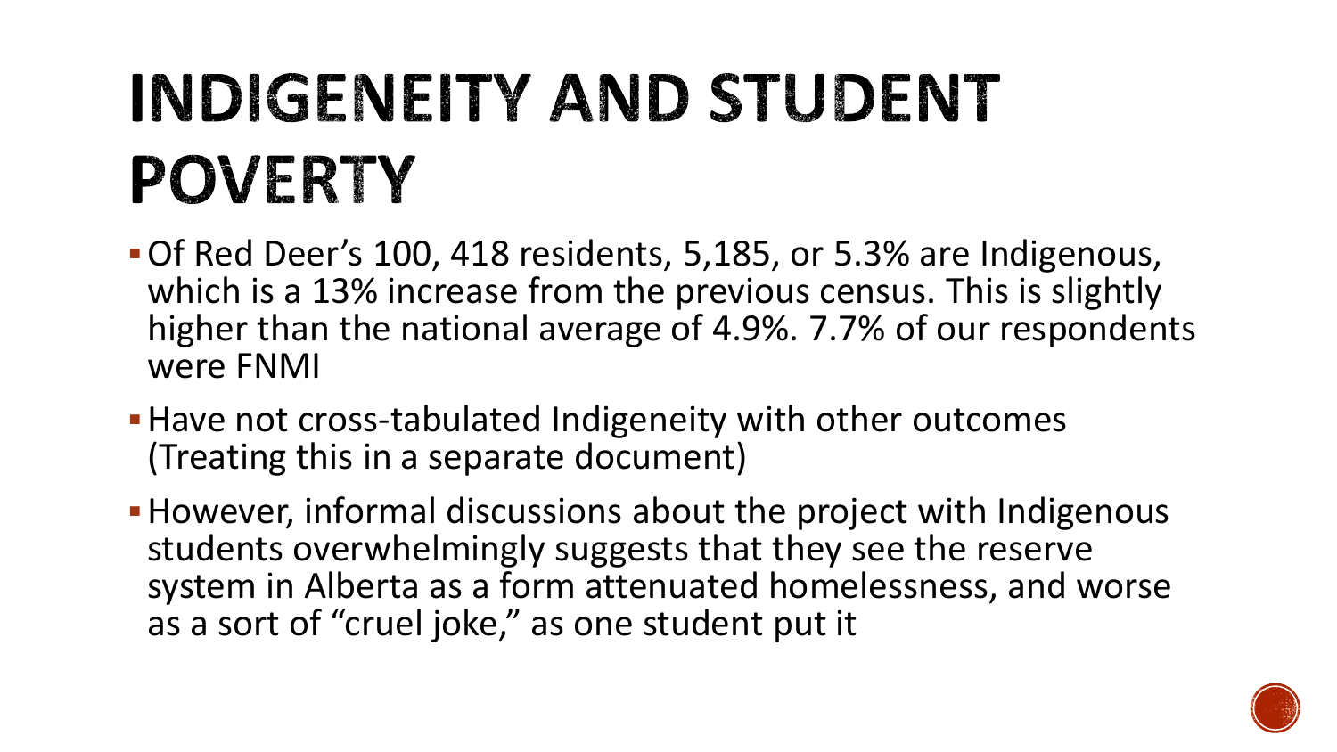# INDIGENEITY AND STUDENT POVERTY

- Of Red Deer's 100, 418 residents, 5,185, or 5.3% are Indigenous, which is a 13% increase from the previous census. This is slightly higher than the national average of 4.9%. 7.7% of our respondents were FNMI
- Have not cross-tabulated Indigeneity with other outcomes (Treating this in a separate document)
- However, informal discussions about the project with Indigenous students overwhelmingly suggests that they see the reserve system in Alberta as a form attenuated homelessness, and worse as a sort of "cruel joke," as one student put it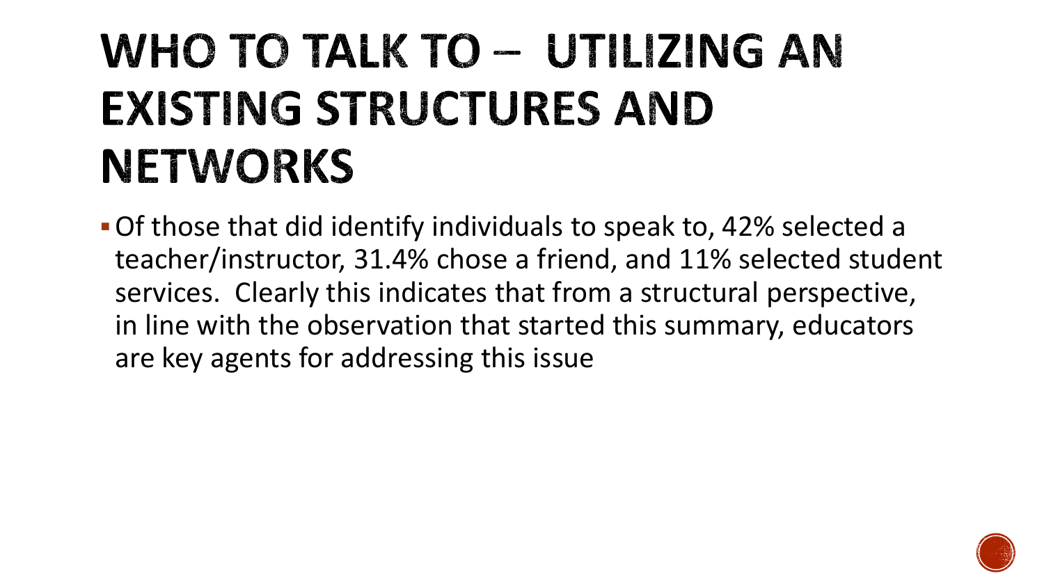# WHO TO TALK TO – UTILIZING AN EXISTING STRUCTURES AND NETWORKS

- Of those that did identify individuals to speak to, 42% selected a teacher/instructor, 31.4% chose a friend, and 11% selected student services. Clearly this indicates that from a structural perspective, in line with the observation that started this summary, educators are key agents for addressing this issue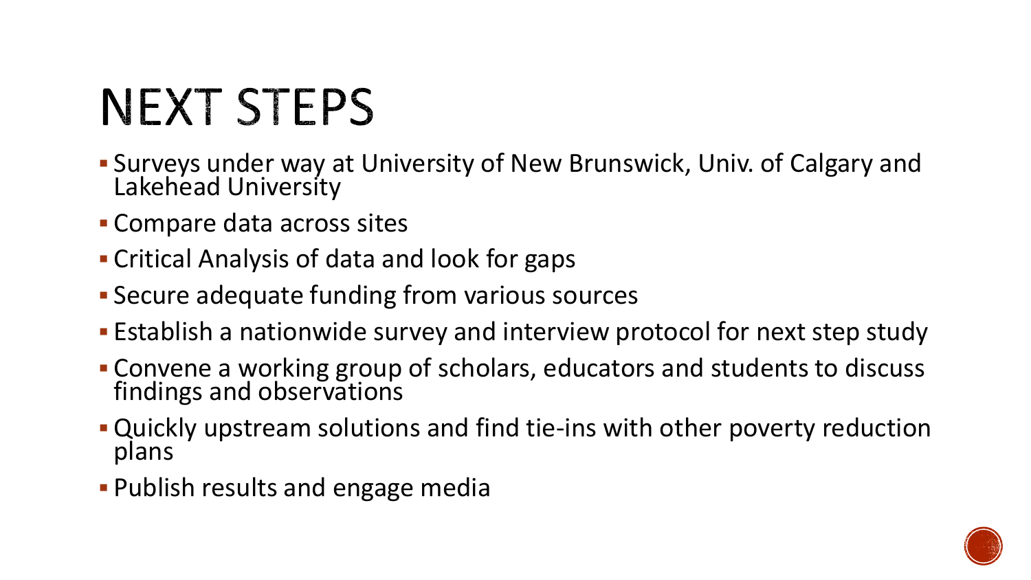# NEXT STEPS

- Surveys under way at University of New Brunswick, Univ. of Calgary and Lakehead University
- Compare data across sites
- Critical Analysis of data and look for gaps
- Secure adequate funding from various sources
- Establish a nationwide survey and interview protocol for next step study
- Convene a working group of scholars, educators and students to discuss findings and observations
- Quickly upstream solutions and find tie-ins with other poverty reduction plans
- Publish results and engage media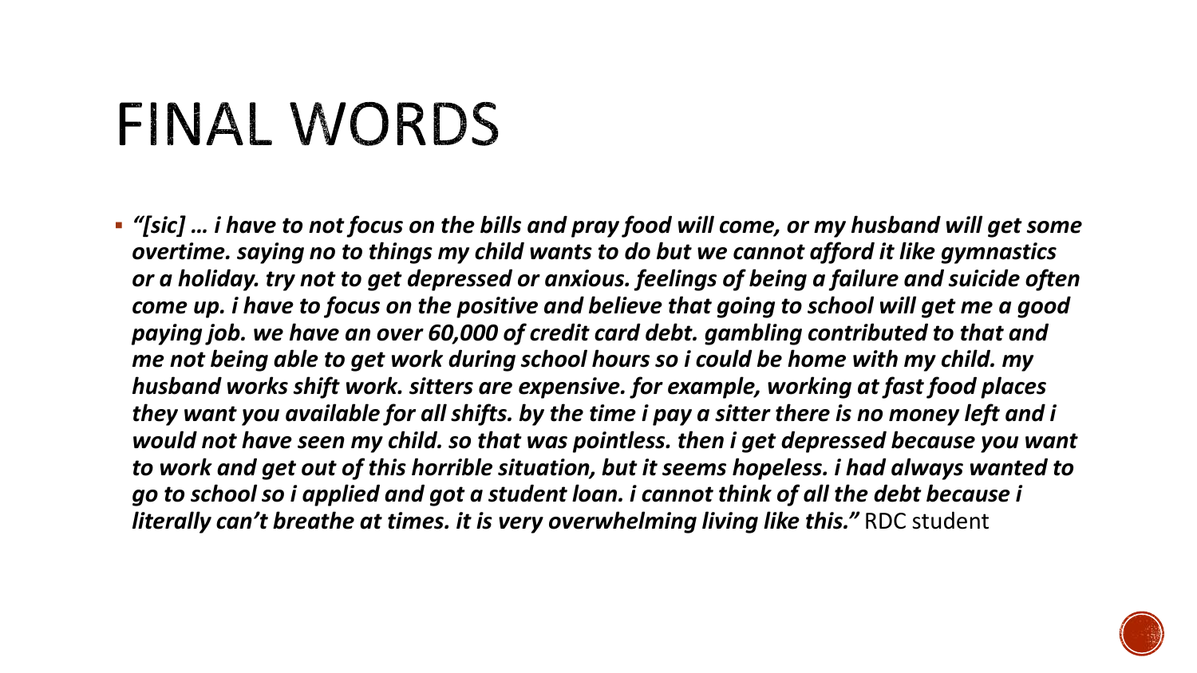# FINAL WORDS

- ***"[sic] … i have to not focus on the bills and pray food will come, or my husband will get some overtime. saying no to things my child wants to do but we cannot afford it like gymnastics or a holiday. try not to get depressed or anxious. feelings of being a failure and suicide often come up. i have to focus on the positive and believe that going to school will get me a good paying job. we have an over 60,000 of credit card debt. gambling contributed to that and me not being able to get work during school hours so i could be home with my child. my husband works shift work. sitters are expensive. for example, working at fast food places they want you available for all shifts. by the time i pay a sitter there is no money left and i would not have seen my child. so that was pointless. then i get depressed because you want to work and get out of this horrible situation, but it seems hopeless. i had always wanted to go to school so i applied and got a student loan. i cannot think of all the debt because i literally can't breathe at times. it is very overwhelming living like this."*** RDC student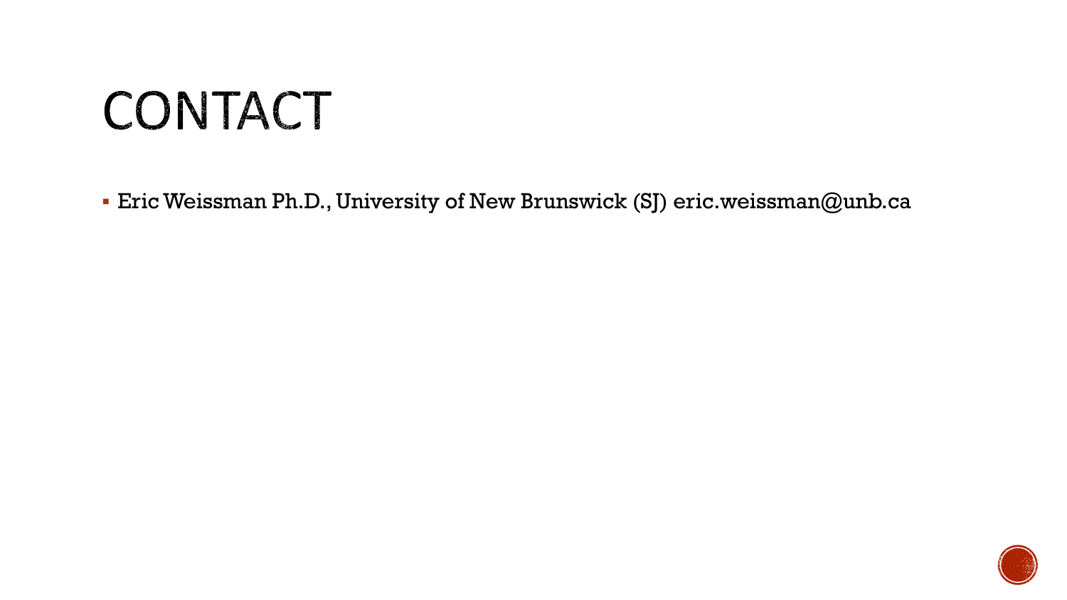# CONTACT

- Eric Weissman Ph.D., University of New Brunswick (SJ) eric.weissman@unb.ca